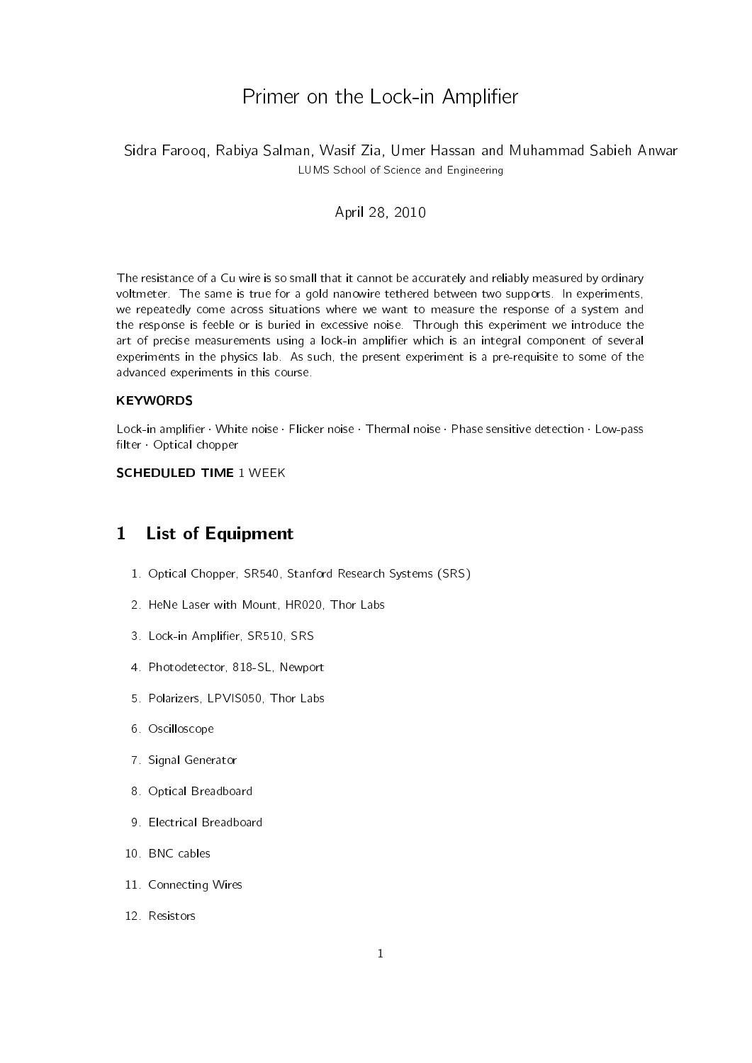# Primer on the Lock-in Amplifier

Sidra Farooq, Rabiya Salman, Wasif Zia, Umer Hassan and Muhammad Sabieh Anwar

LUMS School of Science and Engineering

April 28, 2010

The resistance of a Cu wire is so small that it cannot be accurately and reliably measured by ordinary voltmeter. The same is true for a gold nanowire tethered between two supports. In experiments, we repeatedly come across situations where we want to measure the response of a system and the response is feeble or is buried in excessive noise. Through this experiment we introduce the art of precise measurements using a lock-in amplifier which is an integral component of several experiments in the physics lab. As such, the present experiment is a pre-requisite to some of the advanced experiments in this course.

**KEYWORDS**

Lock-in amplifier · White noise · Flicker noise · Thermal noise · Phase sensitive detection · Low-pass filter · Optical chopper

**SCHEDULED TIME** 1 WEEK

## 1 List of Equipment

1. Optical Chopper, SR540, Stanford Research Systems (SRS)
2. HeNe Laser with Mount, HR020, Thor Labs
3. Lock-in Amplifier, SR510, SRS
4. Photodetector, 818-SL, Newport
5. Polarizers, LPVIS050, Thor Labs
6. Oscilloscope
7. Signal Generator
8. Optical Breadboard
9. Electrical Breadboard
10. BNC cables
11. Connecting Wires
12. Resistors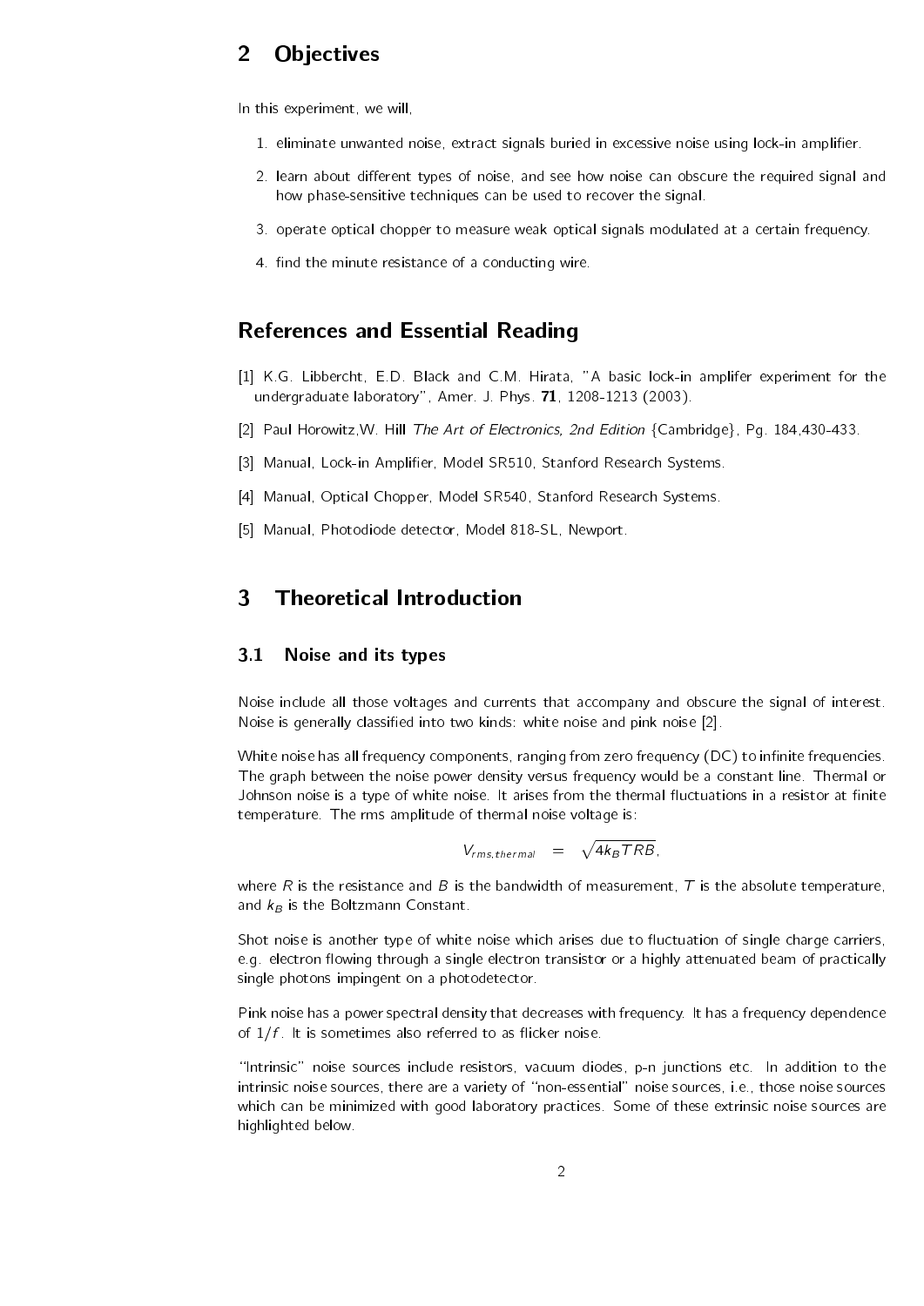## 2 Objectives

In this experiment, we will,

1. eliminate unwanted noise, extract signals buried in excessive noise using lock-in amplifier.
2. learn about different types of noise, and see how noise can obscure the required signal and how phase-sensitive techniques can be used to recover the signal.
3. operate optical chopper to measure weak optical signals modulated at a certain frequency.
4. find the minute resistance of a conducting wire.

## References and Essential Reading

[1] K.G. Libbercht, E.D. Black and C.M. Hirata, "A basic lock-in amplifer experiment for the undergraduate laboratory", Amer. J. Phys. **71**, 1208-1213 (2003).

[2] Paul Horowitz,W. Hill *The Art of Electronics, 2nd Edition* {Cambridge}, Pg. 184,430-433.

[3] Manual, Lock-in Amplifier, Model SR510, Stanford Research Systems.

[4] Manual, Optical Chopper, Model SR540, Stanford Research Systems.

[5] Manual, Photodiode detector, Model 818-SL, Newport.

## 3 Theoretical Introduction

### 3.1 Noise and its types

Noise include all those voltages and currents that accompany and obscure the signal of interest. Noise is generally classified into two kinds: white noise and pink noise [2].

White noise has all frequency components, ranging from zero frequency (DC) to infinite frequencies. The graph between the noise power density versus frequency would be a constant line. Thermal or Johnson noise is a type of white noise. It arises from the thermal fluctuations in a resistor at finite temperature. The rms amplitude of thermal noise voltage is:

$$V_{rms,thermal} = \sqrt{4k_B TRB},$$

where $R$ is the resistance and $B$ is the bandwidth of measurement, $T$ is the absolute temperature, and $k_B$ is the Boltzmann Constant.

Shot noise is another type of white noise which arises due to fluctuation of single charge carriers, e.g. electron flowing through a single electron transistor or a highly attenuated beam of practically single photons impingent on a photodetector.

Pink noise has a power spectral density that decreases with frequency. It has a frequency dependence of $1/f$. It is sometimes also referred to as flicker noise.

"Intrinsic" noise sources include resistors, vacuum diodes, p-n junctions etc. In addition to the intrinsic noise sources, there are a variety of "non-essential" noise sources, i.e., those noise sources which can be minimized with good laboratory practices. Some of these extrinsic noise sources are highlighted below.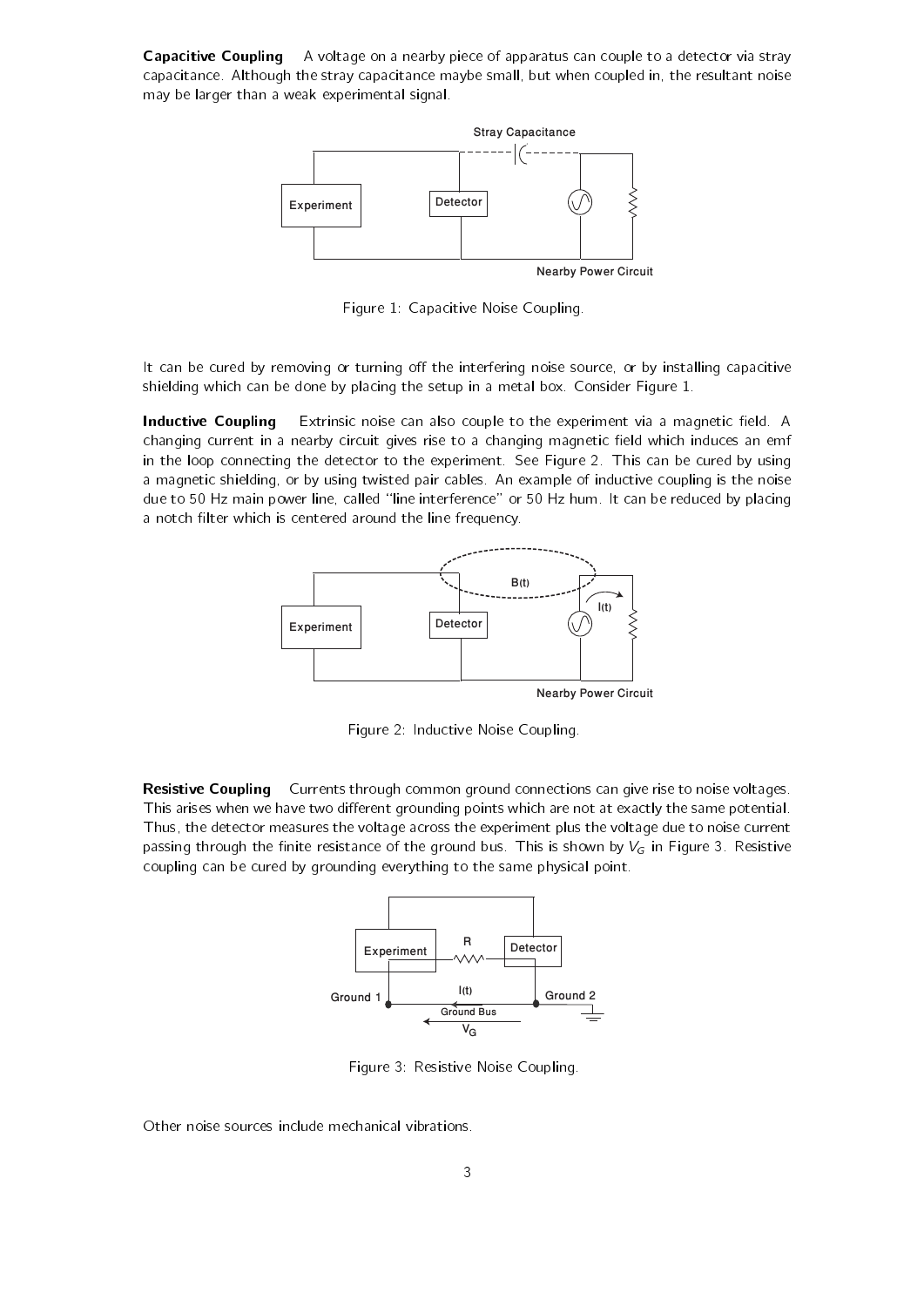**Capacitive Coupling** A voltage on a nearby piece of apparatus can couple to a detector via stray capacitance. Although the stray capacitance maybe small, but when coupled in, the resultant noise may be larger than a weak experimental signal.

Figure 1: Capacitive Noise Coupling.

It can be cured by removing or turning off the interfering noise source, or by installing capacitive shielding which can be done by placing the setup in a metal box. Consider Figure 1.

**Inductive Coupling** Extrinsic noise can also couple to the experiment via a magnetic field. A changing current in a nearby circuit gives rise to a changing magnetic field which induces an emf in the loop connecting the detector to the experiment. See Figure 2. This can be cured by using a magnetic shielding, or by using twisted pair cables. An example of inductive coupling is the noise due to 50 Hz main power line, called "line interference" or 50 Hz hum. It can be reduced by placing a notch filter which is centered around the line frequency.

Figure 2: Inductive Noise Coupling.

**Resistive Coupling** Currents through common ground connections can give rise to noise voltages. This arises when we have two different grounding points which are not at exactly the same potential. Thus, the detector measures the voltage across the experiment plus the voltage due to noise current passing through the finite resistance of the ground bus. This is shown by $V_G$ in Figure 3. Resistive coupling can be cured by grounding everything to the same physical point.

Figure 3: Resistive Noise Coupling.

Other noise sources include mechanical vibrations.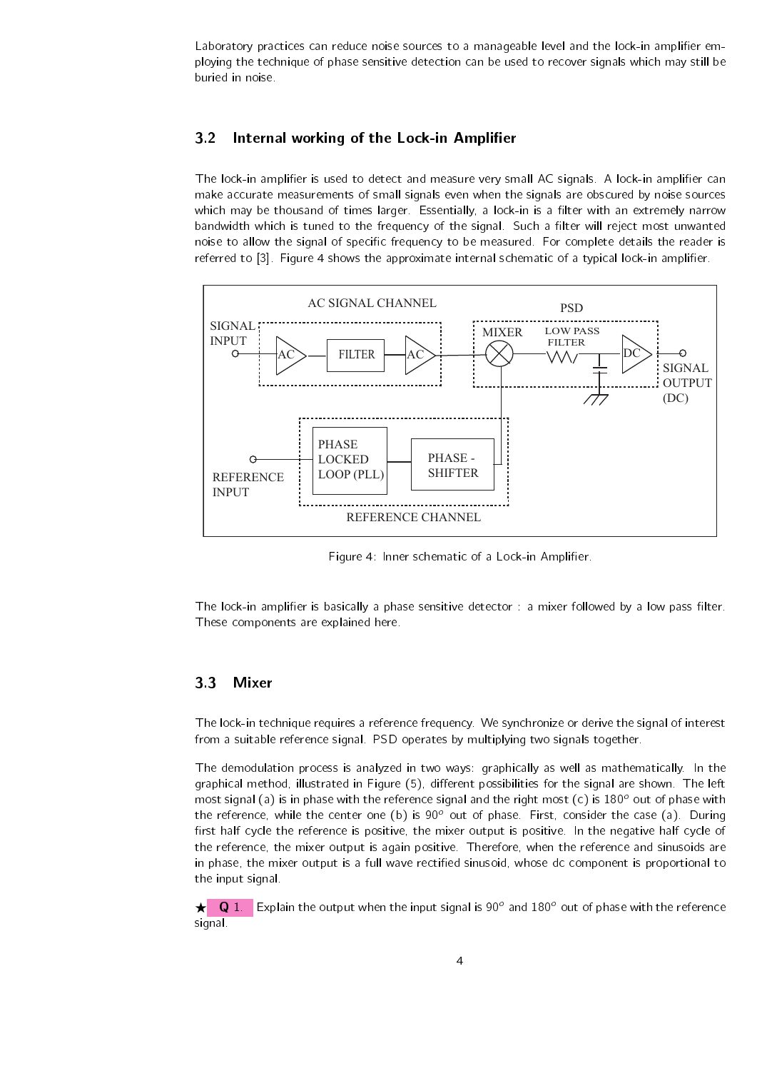Laboratory practices can reduce noise sources to a manageable level and the lock-in amplifier employing the technique of phase sensitive detection can be used to recover signals which may still be buried in noise.

## 3.2 Internal working of the Lock-in Amplifier

The lock-in amplifier is used to detect and measure very small AC signals. A lock-in amplifier can make accurate measurements of small signals even when the signals are obscured by noise sources which may be thousand of times larger. Essentially, a lock-in is a filter with an extremely narrow bandwidth which is tuned to the frequency of the signal. Such a filter will reject most unwanted noise to allow the signal of specific frequency to be measured. For complete details the reader is referred to [3]. Figure 4 shows the approximate internal schematic of a typical lock-in amplifier.

Figure 4: Inner schematic of a Lock-in Amplifier.

The lock-in amplifier is basically a phase sensitive detector : a mixer followed by a low pass filter. These components are explained here.

## 3.3 Mixer

The lock-in technique requires a reference frequency. We synchronize or derive the signal of interest from a suitable reference signal. PSD operates by multiplying two signals together.

The demodulation process is analyzed in two ways: graphically as well as mathematically. In the graphical method, illustrated in Figure (5), different possibilities for the signal are shown. The left most signal (a) is in phase with the reference signal and the right most (c) is $180^o$ out of phase with the reference, while the center one (b) is $90^o$ out of phase. First, consider the case (a). During first half cycle the reference is positive, the mixer output is positive. In the negative half cycle of the reference, the mixer output is again positive. Therefore, when the reference and sinusoids are in phase, the mixer output is a full wave rectified sinusoid, whose dc component is proportional to the input signal.

★ **Q 1.** Explain the output when the input signal is $90^o$ and $180^o$ out of phase with the reference signal.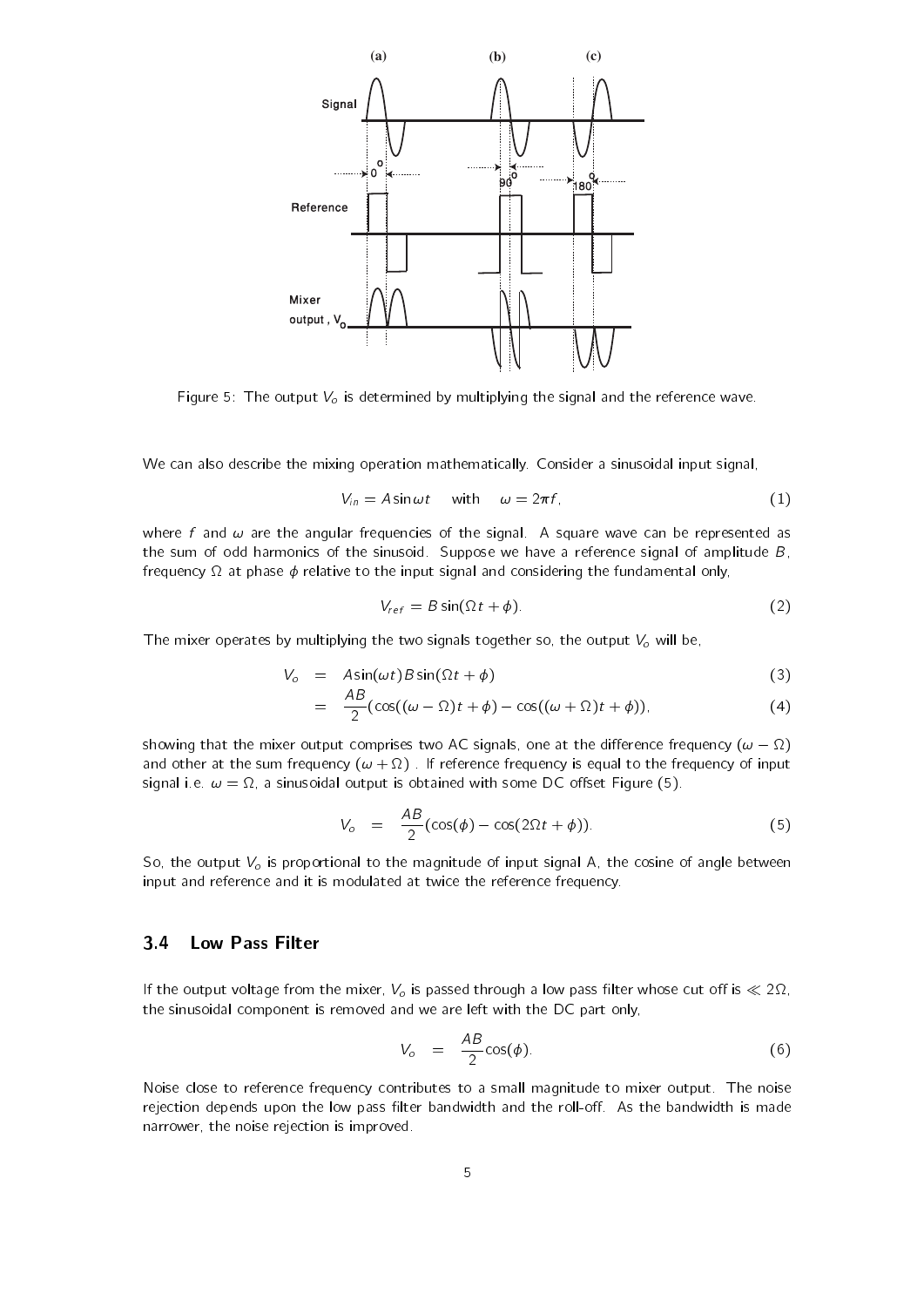Figure 5: The output $V_o$ is determined by multiplying the signal and the reference wave.

We can also describe the mixing operation mathematically. Consider a sinusoidal input signal,

$$V_{in} = A \sin \omega t \quad \text{with} \quad \omega = 2\pi f, \tag{1}$$

where $f$ and $\omega$ are the angular frequencies of the signal. A square wave can be represented as the sum of odd harmonics of the sinusoid. Suppose we have a reference signal of amplitude $B$, frequency $\Omega$ at phase $\phi$ relative to the input signal and considering the fundamental only,

$$V_{ref} = B \sin(\Omega t + \phi). \tag{2}$$

The mixer operates by multiplying the two signals together so, the output $V_o$ will be,

$$V_o = A \sin(\omega t) B \sin(\Omega t + \phi) \tag{3}$$

$$= \frac{AB}{2}(\cos((\omega - \Omega)t + \phi) - \cos((\omega + \Omega)t + \phi)), \tag{4}$$

showing that the mixer output comprises two AC signals, one at the difference frequency $(\omega - \Omega)$ and other at the sum frequency $(\omega + \Omega)$ . If reference frequency is equal to the frequency of input signal i.e. $\omega = \Omega$, a sinusoidal output is obtained with some DC offset Figure (5).

$$V_o = \frac{AB}{2}(\cos(\phi) - \cos(2\Omega t + \phi)). \tag{5}$$

So, the output $V_o$ is proportional to the magnitude of input signal A, the cosine of angle between input and reference and it is modulated at twice the reference frequency.

## 3.4 Low Pass Filter

If the output voltage from the mixer, $V_o$ is passed through a low pass filter whose cut off is $\ll 2\Omega$, the sinusoidal component is removed and we are left with the DC part only,

$$V_o = \frac{AB}{2}\cos(\phi). \tag{6}$$

Noise close to reference frequency contributes to a small magnitude to mixer output. The noise rejection depends upon the low pass filter bandwidth and the roll-off. As the bandwidth is made narrower, the noise rejection is improved.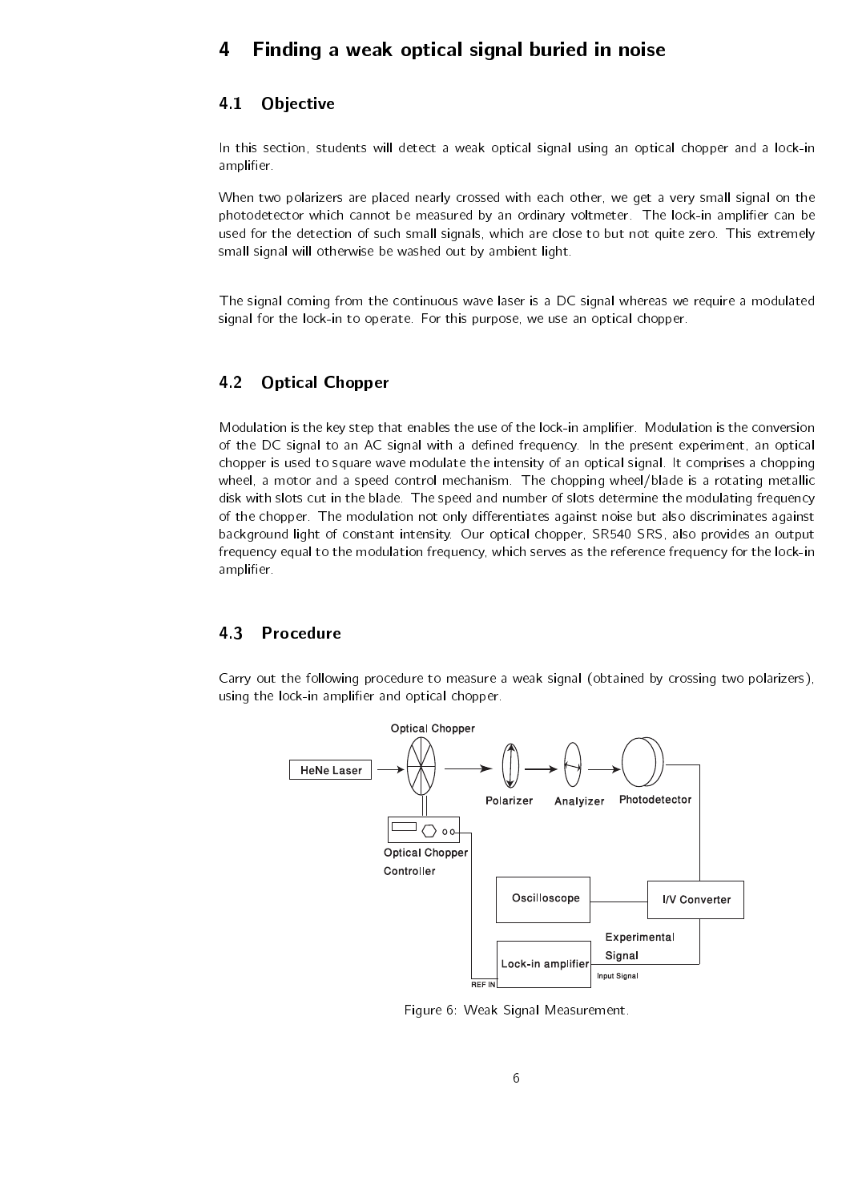# 4 Finding a weak optical signal buried in noise

## 4.1 Objective

In this section, students will detect a weak optical signal using an optical chopper and a lock-in amplifier.

When two polarizers are placed nearly crossed with each other, we get a very small signal on the photodetector which cannot be measured by an ordinary voltmeter. The lock-in amplifier can be used for the detection of such small signals, which are close to but not quite zero. This extremely small signal will otherwise be washed out by ambient light.

The signal coming from the continuous wave laser is a DC signal whereas we require a modulated signal for the lock-in to operate. For this purpose, we use an optical chopper.

## 4.2 Optical Chopper

Modulation is the key step that enables the use of the lock-in amplifier. Modulation is the conversion of the DC signal to an AC signal with a defined frequency. In the present experiment, an optical chopper is used to square wave modulate the intensity of an optical signal. It comprises a chopping wheel, a motor and a speed control mechanism. The chopping wheel/blade is a rotating metallic disk with slots cut in the blade. The speed and number of slots determine the modulating frequency of the chopper. The modulation not only differentiates against noise but also discriminates against background light of constant intensity. Our optical chopper, SR540 SRS, also provides an output frequency equal to the modulation frequency, which serves as the reference frequency for the lock-in amplifier.

## 4.3 Procedure

Carry out the following procedure to measure a weak signal (obtained by crossing two polarizers), using the lock-in amplifier and optical chopper.

Figure 6: Weak Signal Measurement.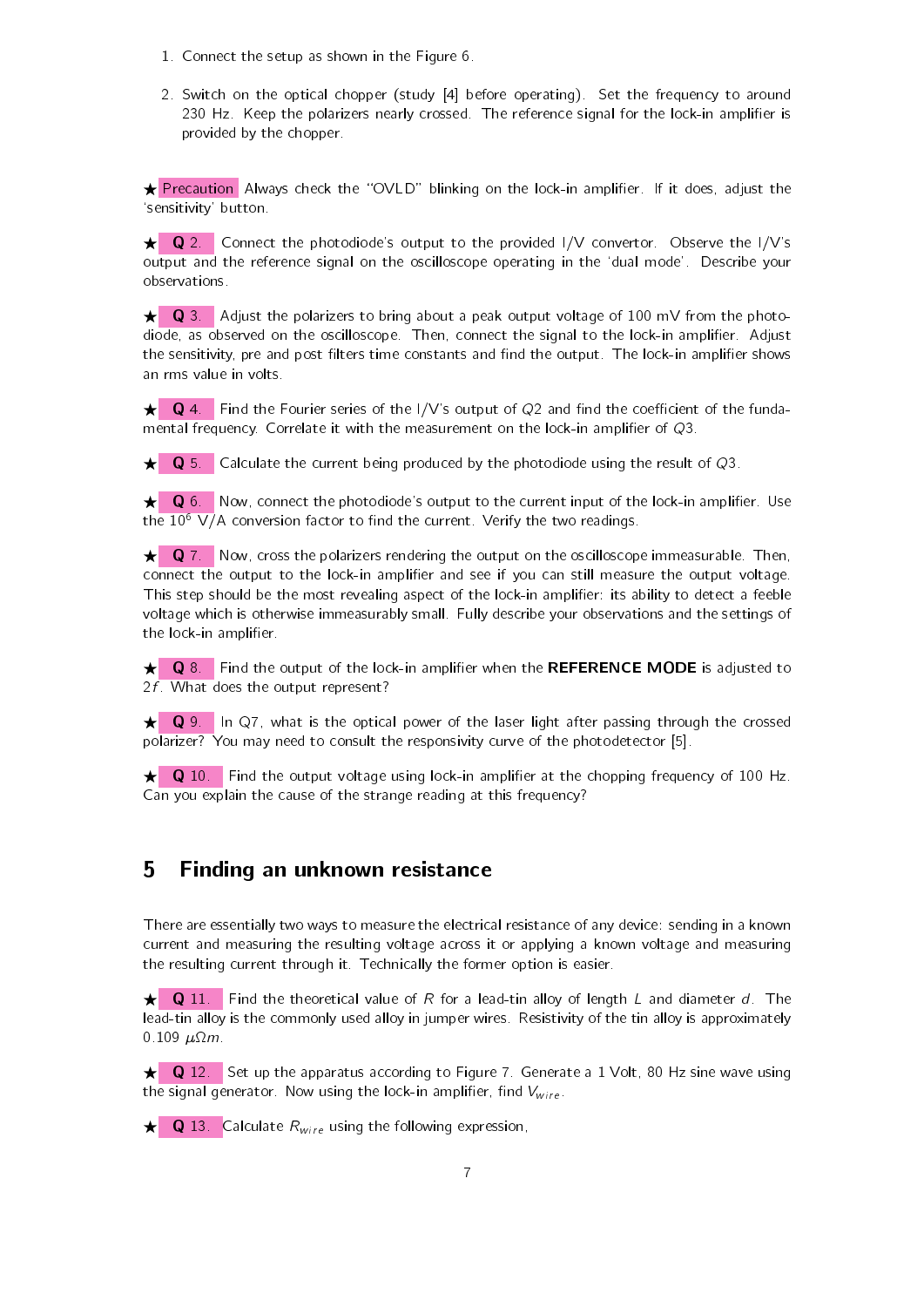1. Connect the setup as shown in the Figure 6.

2. Switch on the optical chopper (study [4] before operating). Set the frequency to around 230 Hz. Keep the polarizers nearly crossed. The reference signal for the lock-in amplifier is provided by the chopper.

★ Precaution Always check the "OVLD" blinking on the lock-in amplifier. If it does, adjust the 'sensitivity' button.

★ **Q 2.** Connect the photodiode's output to the provided I/V convertor. Observe the I/V's output and the reference signal on the oscilloscope operating in the 'dual mode'. Describe your observations.

★ **Q 3.** Adjust the polarizers to bring about a peak output voltage of 100 mV from the photodiode, as observed on the oscilloscope. Then, connect the signal to the lock-in amplifier. Adjust the sensitivity, pre and post filters time constants and find the output. The lock-in amplifier shows an rms value in volts.

★ **Q 4.** Find the Fourier series of the I/V's output of $Q2$ and find the coefficient of the fundamental frequency. Correlate it with the measurement on the lock-in amplifier of $Q3$.

★ **Q 5.** Calculate the current being produced by the photodiode using the result of $Q3$.

★ **Q 6.** Now, connect the photodiode's output to the current input of the lock-in amplifier. Use the $10^6$ V/A conversion factor to find the current. Verify the two readings.

★ **Q 7.** Now, cross the polarizers rendering the output on the oscilloscope immeasurable. Then, connect the output to the lock-in amplifier and see if you can still measure the output voltage. This step should be the most revealing aspect of the lock-in amplifier: its ability to detect a feeble voltage which is otherwise immeasurably small. Fully describe your observations and the settings of the lock-in amplifier.

★ **Q 8.** Find the output of the lock-in amplifier when the **REFERENCE MODE** is adjusted to $2f$. What does the output represent?

★ **Q 9.** In Q7, what is the optical power of the laser light after passing through the crossed polarizer? You may need to consult the responsivity curve of the photodetector [5].

★ **Q 10.** Find the output voltage using lock-in amplifier at the chopping frequency of 100 Hz. Can you explain the cause of the strange reading at this frequency?

## 5 Finding an unknown resistance

There are essentially two ways to measure the electrical resistance of any device: sending in a known current and measuring the resulting voltage across it or applying a known voltage and measuring the resulting current through it. Technically the former option is easier.

★ **Q 11.** Find the theoretical value of $R$ for a lead-tin alloy of length $L$ and diameter $d$. The lead-tin alloy is the commonly used alloy in jumper wires. Resistivity of the tin alloy is approximately $0.109\ \mu\Omega m$.

★ **Q 12.** Set up the apparatus according to Figure 7. Generate a 1 Volt, 80 Hz sine wave using the signal generator. Now using the lock-in amplifier, find $V_{wire}$.

★ **Q 13.** Calculate $R_{wire}$ using the following expression,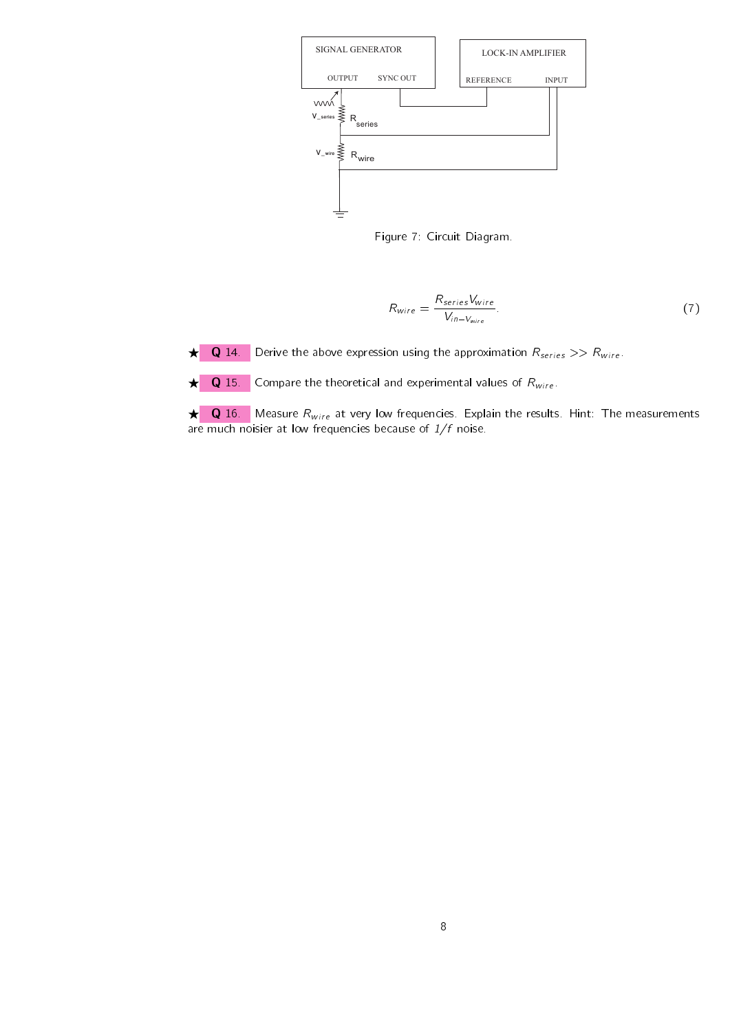SIGNAL GENERATOR

OUTPUT SYNC OUT

LOCK-IN AMPLIFIER

REFERENCE INPUT

V_series R series

V_wire R wire

Figure 7: Circuit Diagram.

$$R_{wire} = \frac{R_{series} V_{wire}}{V_{in - V_{wire}}}. \tag{7}$$

★ **Q** 14. Derive the above expression using the approximation $R_{series} >> R_{wire}$.

★ **Q** 15. Compare the theoretical and experimental values of $R_{wire}$.

★ **Q** 16. Measure $R_{wire}$ at very low frequencies. Explain the results. Hint: The measurements are much noisier at low frequencies because of *1/f* noise.